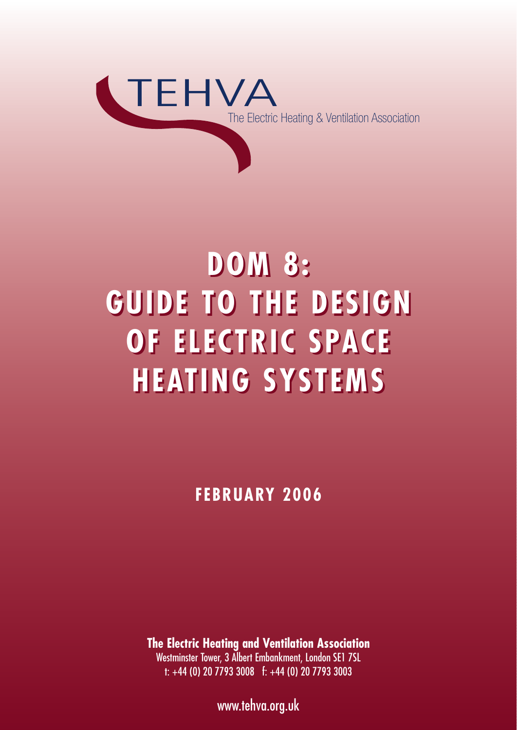TEHVA

The Electric Heating & Ventilation Association

# DOM 8: GUIDE TO THE DESIGN OF ELECTRIC SPACE HEATING SYSTEMS

**FEBRUARY 2006**

**The Electric Heating and Ventilation Association**

Westminster Tower, 3 Albert Embankment, London SE1 7SL

t: +44 (0) 20 7793 3008 f: +44 (0) 20 7793 3003

www.tehva.org.uk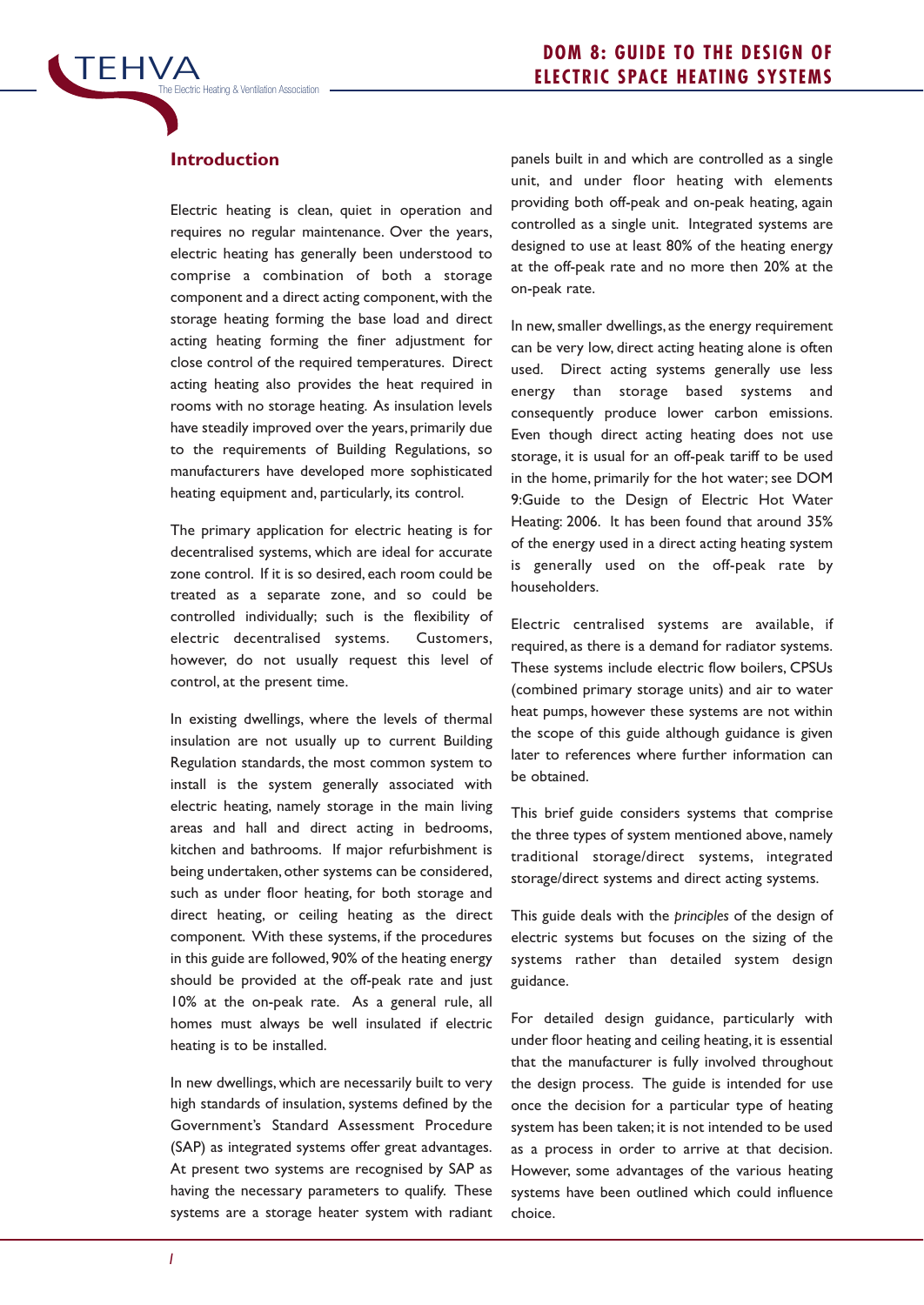## Introduction

Electric heating is clean, quiet in operation and requires no regular maintenance. Over the years, electric heating has generally been understood to comprise a combination of both a storage component and a direct acting component, with the storage heating forming the base load and direct acting heating forming the finer adjustment for close control of the required temperatures. Direct acting heating also provides the heat required in rooms with no storage heating. As insulation levels have steadily improved over the years, primarily due to the requirements of Building Regulations, so manufacturers have developed more sophisticated heating equipment and, particularly, its control.

The primary application for electric heating is for decentralised systems, which are ideal for accurate zone control. If it is so desired, each room could be treated as a separate zone, and so could be controlled individually; such is the flexibility of electric decentralised systems. Customers, however, do not usually request this level of control, at the present time.

In existing dwellings, where the levels of thermal insulation are not usually up to current Building Regulation standards, the most common system to install is the system generally associated with electric heating, namely storage in the main living areas and hall and direct acting in bedrooms, kitchen and bathrooms. If major refurbishment is being undertaken, other systems can be considered, such as under floor heating, for both storage and direct heating, or ceiling heating as the direct component. With these systems, if the procedures in this guide are followed, 90% of the heating energy should be provided at the off-peak rate and just 10% at the on-peak rate. As a general rule, all homes must always be well insulated if electric heating is to be installed.

In new dwellings, which are necessarily built to very high standards of insulation, systems defined by the Government's Standard Assessment Procedure (SAP) as integrated systems offer great advantages. At present two systems are recognised by SAP as having the necessary parameters to qualify. These systems are a storage heater system with radiant panels built in and which are controlled as a single unit, and under floor heating with elements providing both off-peak and on-peak heating, again controlled as a single unit. Integrated systems are designed to use at least 80% of the heating energy at the off-peak rate and no more then 20% at the on-peak rate.

In new, smaller dwellings, as the energy requirement can be very low, direct acting heating alone is often used. Direct acting systems generally use less energy than storage based systems and consequently produce lower carbon emissions. Even though direct acting heating does not use storage, it is usual for an off-peak tariff to be used in the home, primarily for the hot water; see DOM 9:Guide to the Design of Electric Hot Water Heating: 2006. It has been found that around 35% of the energy used in a direct acting heating system is generally used on the off-peak rate by householders.

Electric centralised systems are available, if required, as there is a demand for radiator systems. These systems include electric flow boilers, CPSUs (combined primary storage units) and air to water heat pumps, however these systems are not within the scope of this guide although guidance is given later to references where further information can be obtained.

This brief guide considers systems that comprise the three types of system mentioned above, namely traditional storage/direct systems, integrated storage/direct systems and direct acting systems.

This guide deals with the *principles* of the design of electric systems but focuses on the sizing of the systems rather than detailed system design guidance.

For detailed design guidance, particularly with under floor heating and ceiling heating, it is essential that the manufacturer is fully involved throughout the design process. The guide is intended for use once the decision for a particular type of heating system has been taken; it is not intended to be used as a process in order to arrive at that decision. However, some advantages of the various heating systems have been outlined which could influence choice.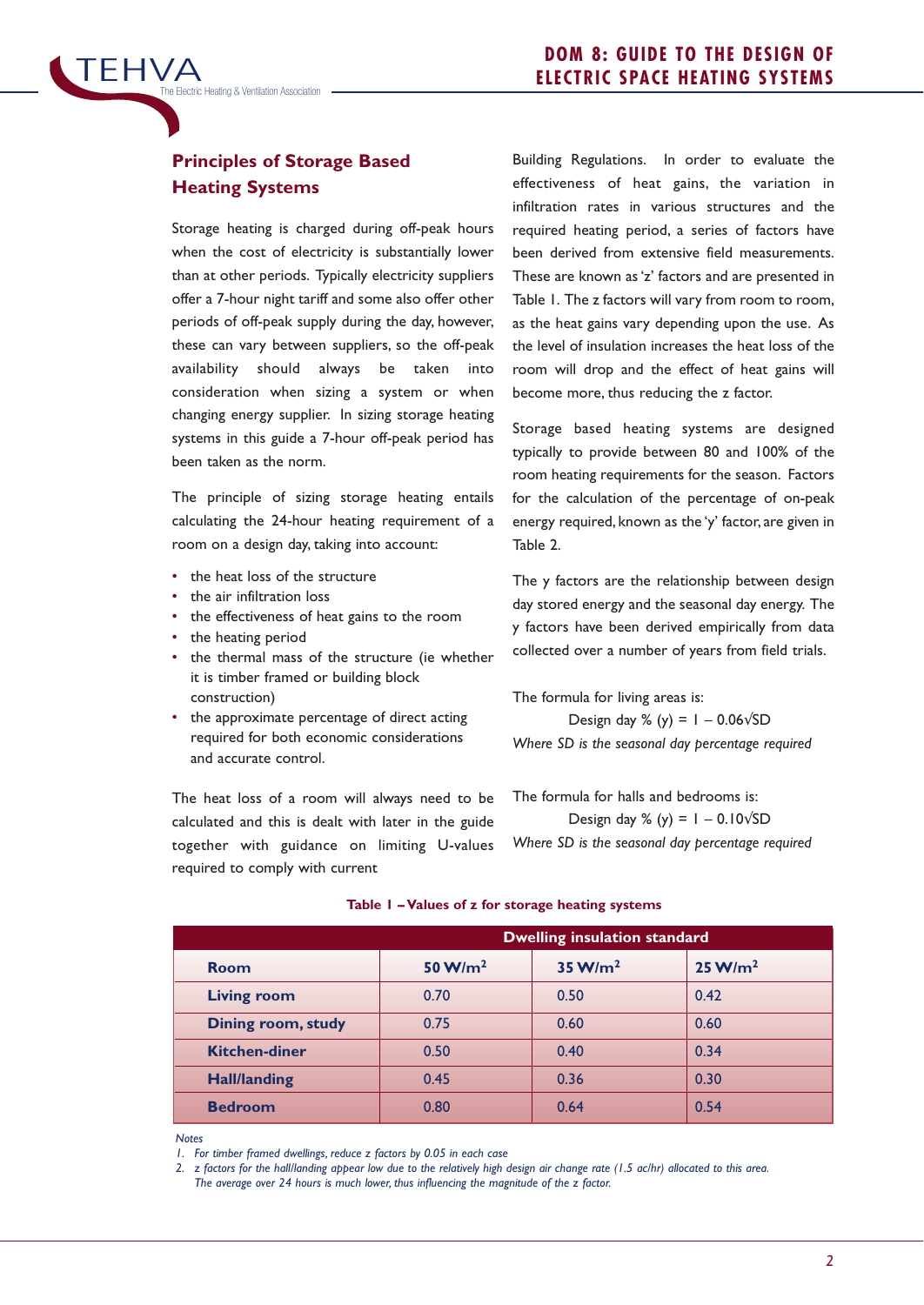## Principles of Storage Based Heating Systems

Storage heating is charged during off-peak hours when the cost of electricity is substantially lower than at other periods. Typically electricity suppliers offer a 7-hour night tariff and some also offer other periods of off-peak supply during the day, however, these can vary between suppliers, so the off-peak availability should always be taken into consideration when sizing a system or when changing energy supplier. In sizing storage heating systems in this guide a 7-hour off-peak period has been taken as the norm.

The principle of sizing storage heating entails calculating the 24-hour heating requirement of a room on a design day, taking into account:

- the heat loss of the structure
- the air infiltration loss
- the effectiveness of heat gains to the room
- the heating period
- the thermal mass of the structure (ie whether it is timber framed or building block construction)
- the approximate percentage of direct acting required for both economic considerations and accurate control.

The heat loss of a room will always need to be calculated and this is dealt with later in the guide together with guidance on limiting U-values required to comply with current Building Regulations. In order to evaluate the effectiveness of heat gains, the variation in infiltration rates in various structures and the required heating period, a series of factors have been derived from extensive field measurements. These are known as 'z' factors and are presented in Table 1. The z factors will vary from room to room, as the heat gains vary depending upon the use. As the level of insulation increases the heat loss of the room will drop and the effect of heat gains will become more, thus reducing the z factor.

Storage based heating systems are designed typically to provide between 80 and 100% of the room heating requirements for the season. Factors for the calculation of the percentage of on-peak energy required, known as the 'y' factor, are given in Table 2.

The y factors are the relationship between design day stored energy and the seasonal day energy. The y factors have been derived empirically from data collected over a number of years from field trials.

The formula for living areas is:

$$\text{Design day \% (y)} = 1 - 0.06\sqrt{SD}$$

*Where SD is the seasonal day percentage required*

The formula for halls and bedrooms is:

$$\text{Design day \% (y)} = 1 - 0.10\sqrt{SD}$$

*Where SD is the seasonal day percentage required*

**Table 1 – Values of z for storage heating systems**

| | Dwelling insulation standard | | |
|---|---|---|---|
| **Room** | **50 W/m²** | **35 W/m²** | **25 W/m²** |
| **Living room** | 0.70 | 0.50 | 0.42 |
| **Dining room, study** | 0.75 | 0.60 | 0.60 |
| **Kitchen-diner** | 0.50 | 0.40 | 0.34 |
| **Hall/landing** | 0.45 | 0.36 | 0.30 |
| **Bedroom** | 0.80 | 0.64 | 0.54 |

*Notes*

1. *For timber framed dwellings, reduce z factors by 0.05 in each case*
2. *z factors for the hall/landing appear low due to the relatively high design air change rate (1.5 ac/hr) allocated to this area. The average over 24 hours is much lower, thus influencing the magnitude of the z factor.*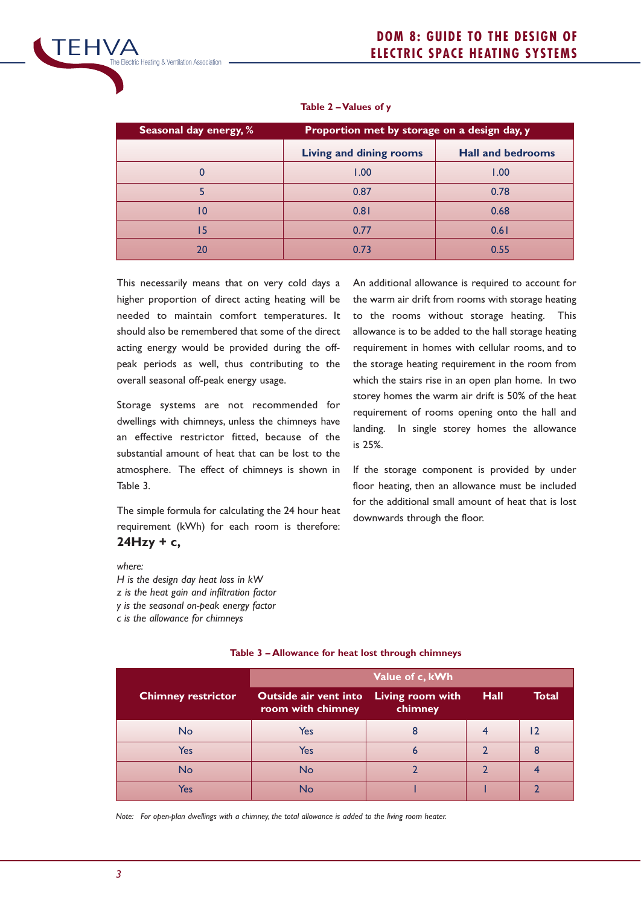**Table 2 – Values of y**

| Seasonal day energy, % | Proportion met by storage on a design day, y | |
|---|---|---|
| | Living and dining rooms | Hall and bedrooms |
| 0 | 1.00 | 1.00 |
| 5 | 0.87 | 0.78 |
| 10 | 0.81 | 0.68 |
| 15 | 0.77 | 0.61 |
| 20 | 0.73 | 0.55 |

This necessarily means that on very cold days a higher proportion of direct acting heating will be needed to maintain comfort temperatures. It should also be remembered that some of the direct acting energy would be provided during the off-peak periods as well, thus contributing to the overall seasonal off-peak energy usage.

Storage systems are not recommended for dwellings with chimneys, unless the chimneys have an effective restrictor fitted, because of the substantial amount of heat that can be lost to the atmosphere. The effect of chimneys is shown in Table 3.

The simple formula for calculating the 24 hour heat requirement (kWh) for each room is therefore:

**$24Hzy + c$,**

*where:*
*$H$ is the design day heat loss in kW*
*$z$ is the heat gain and infiltration factor*
*$y$ is the seasonal on-peak energy factor*
*$c$ is the allowance for chimneys*

An additional allowance is required to account for the warm air drift from rooms with storage heating to the rooms without storage heating. This allowance is to be added to the hall storage heating requirement in homes with cellular rooms, and to the storage heating requirement in the room from which the stairs rise in an open plan home. In two storey homes the warm air drift is 50% of the heat requirement of rooms opening onto the hall and landing. In single storey homes the allowance is 25%.

If the storage component is provided by under floor heating, then an allowance must be included for the additional small amount of heat that is lost downwards through the floor.

**Table 3 – Allowance for heat lost through chimneys**

| Chimney restrictor | Value of c, kWh | | | |
|---|---|---|---|---|
| | Outside air vent into room with chimney | Living room with chimney | Hall | Total |
| No | Yes | 8 | 4 | 12 |
| Yes | Yes | 6 | 2 | 8 |
| No | No | 2 | 2 | 4 |
| Yes | No | 1 | 1 | 2 |

*Note: For open-plan dwellings with a chimney, the total allowance is added to the living room heater.*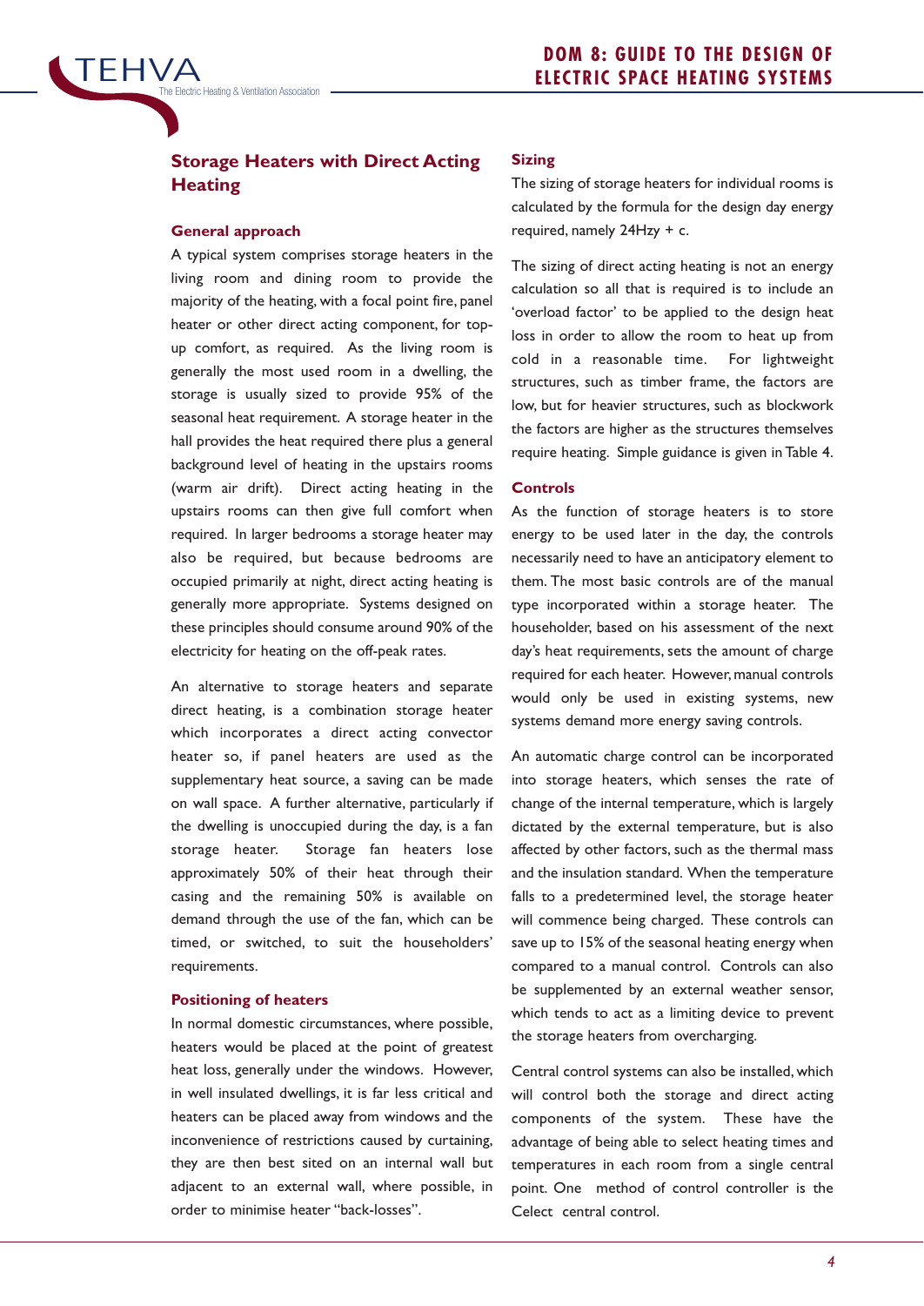## Storage Heaters with Direct Acting Heating

### General approach

A typical system comprises storage heaters in the living room and dining room to provide the majority of the heating, with a focal point fire, panel heater or other direct acting component, for top-up comfort, as required. As the living room is generally the most used room in a dwelling, the storage is usually sized to provide 95% of the seasonal heat requirement. A storage heater in the hall provides the heat required there plus a general background level of heating in the upstairs rooms (warm air drift). Direct acting heating in the upstairs rooms can then give full comfort when required. In larger bedrooms a storage heater may also be required, but because bedrooms are occupied primarily at night, direct acting heating is generally more appropriate. Systems designed on these principles should consume around 90% of the electricity for heating on the off-peak rates.

An alternative to storage heaters and separate direct heating, is a combination storage heater which incorporates a direct acting convector heater so, if panel heaters are used as the supplementary heat source, a saving can be made on wall space. A further alternative, particularly if the dwelling is unoccupied during the day, is a fan storage heater. Storage fan heaters lose approximately 50% of their heat through their casing and the remaining 50% is available on demand through the use of the fan, which can be timed, or switched, to suit the householders' requirements.

### Positioning of heaters

In normal domestic circumstances, where possible, heaters would be placed at the point of greatest heat loss, generally under the windows. However, in well insulated dwellings, it is far less critical and heaters can be placed away from windows and the inconvenience of restrictions caused by curtaining, they are then best sited on an internal wall but adjacent to an external wall, where possible, in order to minimise heater "back-losses".

### Sizing

The sizing of storage heaters for individual rooms is calculated by the formula for the design day energy required, namely 24Hzy + c.

The sizing of direct acting heating is not an energy calculation so all that is required is to include an 'overload factor' to be applied to the design heat loss in order to allow the room to heat up from cold in a reasonable time. For lightweight structures, such as timber frame, the factors are low, but for heavier structures, such as blockwork the factors are higher as the structures themselves require heating. Simple guidance is given in Table 4.

### Controls

As the function of storage heaters is to store energy to be used later in the day, the controls necessarily need to have an anticipatory element to them. The most basic controls are of the manual type incorporated within a storage heater. The householder, based on his assessment of the next day's heat requirements, sets the amount of charge required for each heater. However, manual controls would only be used in existing systems, new systems demand more energy saving controls.

An automatic charge control can be incorporated into storage heaters, which senses the rate of change of the internal temperature, which is largely dictated by the external temperature, but is also affected by other factors, such as the thermal mass and the insulation standard. When the temperature falls to a predetermined level, the storage heater will commence being charged. These controls can save up to 15% of the seasonal heating energy when compared to a manual control. Controls can also be supplemented by an external weather sensor, which tends to act as a limiting device to prevent the storage heaters from overcharging.

Central control systems can also be installed, which will control both the storage and direct acting components of the system. These have the advantage of being able to select heating times and temperatures in each room from a single central point. One method of control controller is the Celect central control.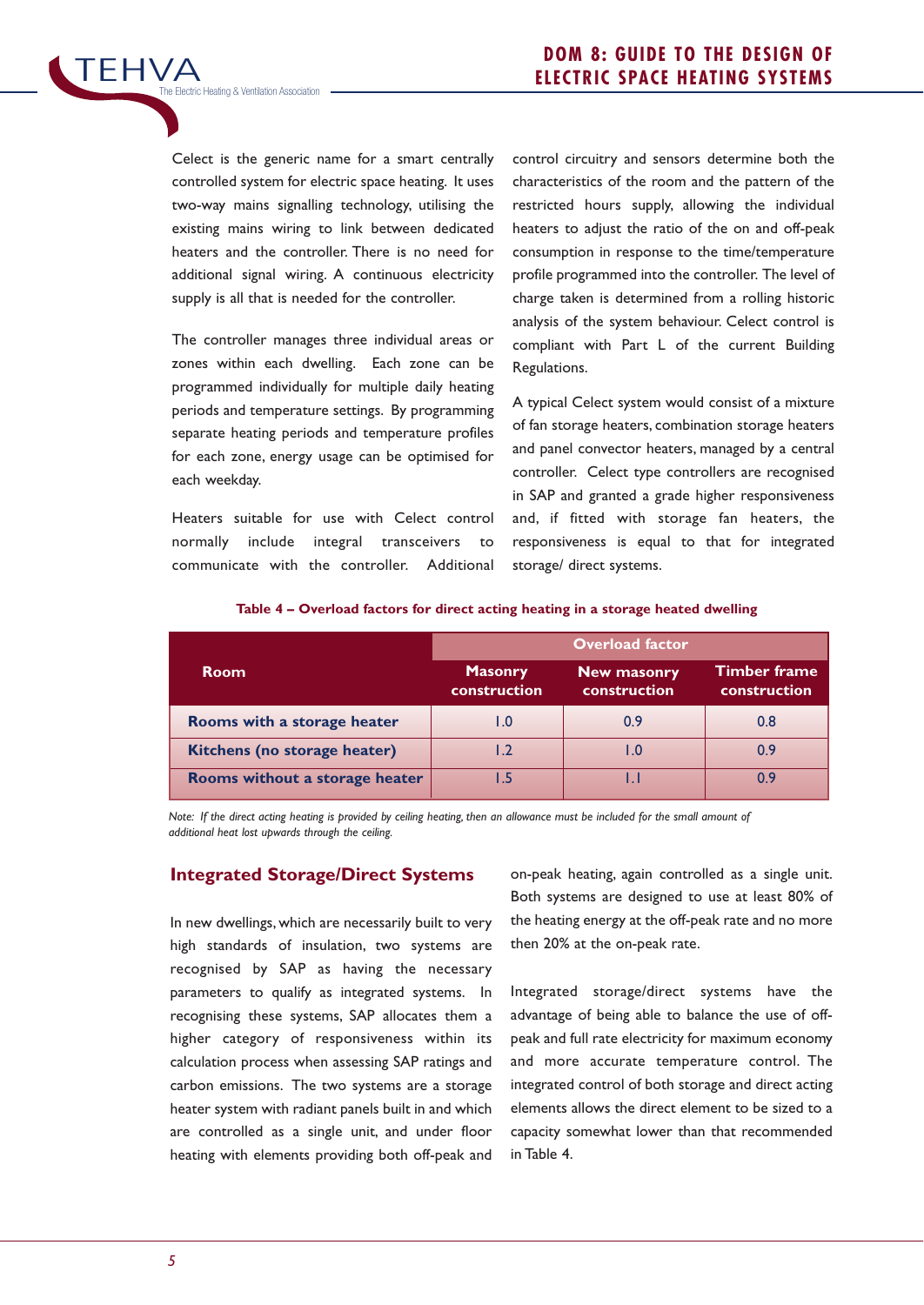Celect is the generic name for a smart centrally controlled system for electric space heating. It uses two-way mains signalling technology, utilising the existing mains wiring to link between dedicated heaters and the controller. There is no need for additional signal wiring. A continuous electricity supply is all that is needed for the controller.

The controller manages three individual areas or zones within each dwelling. Each zone can be programmed individually for multiple daily heating periods and temperature settings. By programming separate heating periods and temperature profiles for each zone, energy usage can be optimised for each weekday.

Heaters suitable for use with Celect control normally include integral transceivers to communicate with the controller. Additional control circuitry and sensors determine both the characteristics of the room and the pattern of the restricted hours supply, allowing the individual heaters to adjust the ratio of the on and off-peak consumption in response to the time/temperature profile programmed into the controller. The level of charge taken is determined from a rolling historic analysis of the system behaviour. Celect control is compliant with Part L of the current Building Regulations.

A typical Celect system would consist of a mixture of fan storage heaters, combination storage heaters and panel convector heaters, managed by a central controller. Celect type controllers are recognised in SAP and granted a grade higher responsiveness and, if fitted with storage fan heaters, the responsiveness is equal to that for integrated storage/ direct systems.

**Table 4 – Overload factors for direct acting heating in a storage heated dwelling**

| Room | Overload factor | | |
|---|---|---|---|
| | Masonry construction | New masonry construction | Timber frame construction |
| **Rooms with a storage heater** | 1.0 | 0.9 | 0.8 |
| **Kitchens (no storage heater)** | 1.2 | 1.0 | 0.9 |
| **Rooms without a storage heater** | 1.5 | 1.1 | 0.9 |

*Note: If the direct acting heating is provided by ceiling heating, then an allowance must be included for the small amount of additional heat lost upwards through the ceiling.*

## Integrated Storage/Direct Systems

In new dwellings, which are necessarily built to very high standards of insulation, two systems are recognised by SAP as having the necessary parameters to qualify as integrated systems. In recognising these systems, SAP allocates them a higher category of responsiveness within its calculation process when assessing SAP ratings and carbon emissions. The two systems are a storage heater system with radiant panels built in and which are controlled as a single unit, and under floor heating with elements providing both off-peak and on-peak heating, again controlled as a single unit. Both systems are designed to use at least 80% of the heating energy at the off-peak rate and no more then 20% at the on-peak rate.

Integrated storage/direct systems have the advantage of being able to balance the use of off-peak and full rate electricity for maximum economy and more accurate temperature control. The integrated control of both storage and direct acting elements allows the direct element to be sized to a capacity somewhat lower than that recommended in Table 4.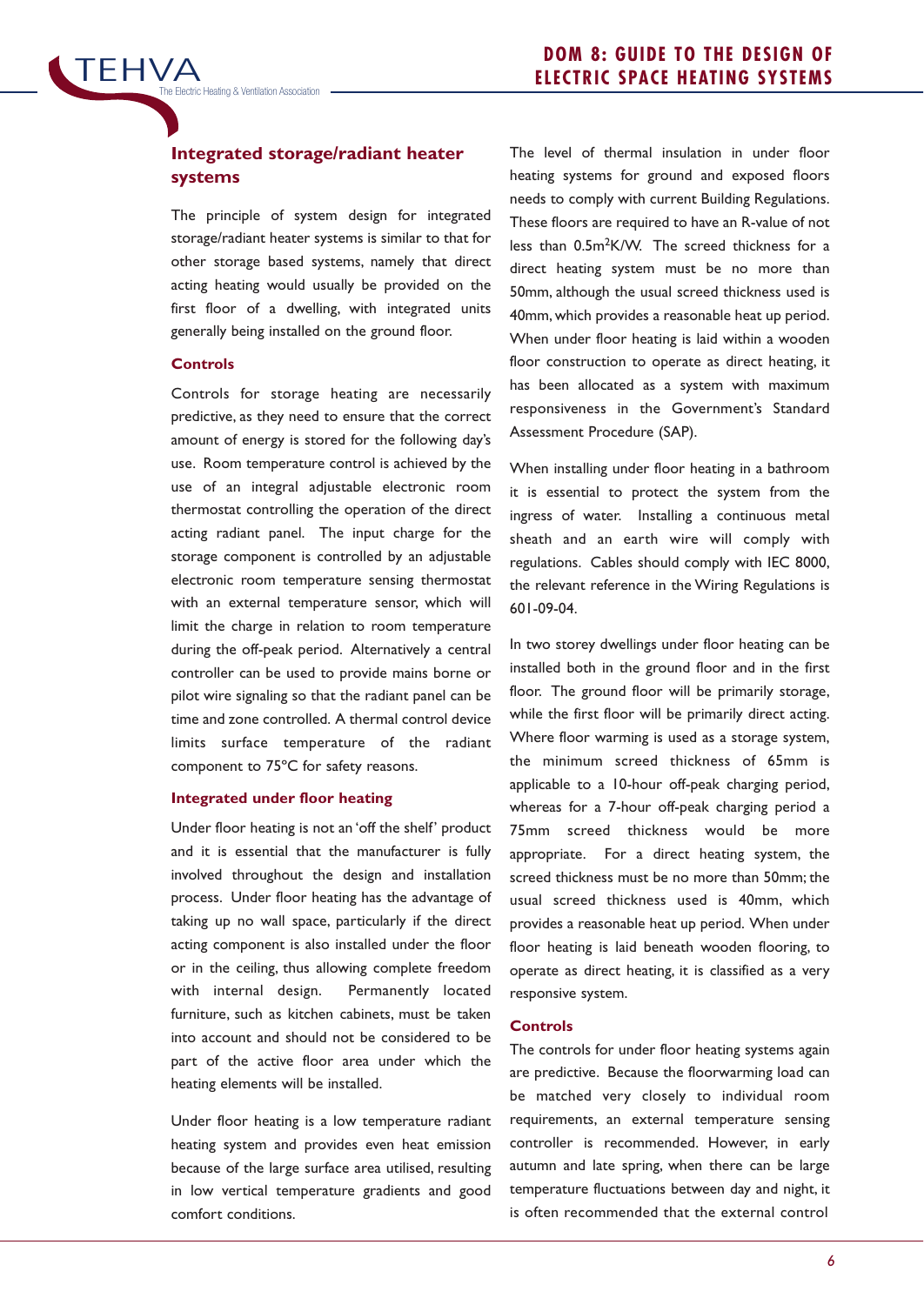## Integrated storage/radiant heater systems

The principle of system design for integrated storage/radiant heater systems is similar to that for other storage based systems, namely that direct acting heating would usually be provided on the first floor of a dwelling, with integrated units generally being installed on the ground floor.

### Controls

Controls for storage heating are necessarily predictive, as they need to ensure that the correct amount of energy is stored for the following day's use. Room temperature control is achieved by the use of an integral adjustable electronic room thermostat controlling the operation of the direct acting radiant panel. The input charge for the storage component is controlled by an adjustable electronic room temperature sensing thermostat with an external temperature sensor, which will limit the charge in relation to room temperature during the off-peak period. Alternatively a central controller can be used to provide mains borne or pilot wire signaling so that the radiant panel can be time and zone controlled. A thermal control device limits surface temperature of the radiant component to 75°C for safety reasons.

### Integrated under floor heating

Under floor heating is not an 'off the shelf' product and it is essential that the manufacturer is fully involved throughout the design and installation process. Under floor heating has the advantage of taking up no wall space, particularly if the direct acting component is also installed under the floor or in the ceiling, thus allowing complete freedom with internal design. Permanently located furniture, such as kitchen cabinets, must be taken into account and should not be considered to be part of the active floor area under which the heating elements will be installed.

Under floor heating is a low temperature radiant heating system and provides even heat emission because of the large surface area utilised, resulting in low vertical temperature gradients and good comfort conditions.

The level of thermal insulation in under floor heating systems for ground and exposed floors needs to comply with current Building Regulations. These floors are required to have an R-value of not less than $0.5m^2K/W$. The screed thickness for a direct heating system must be no more than 50mm, although the usual screed thickness used is 40mm, which provides a reasonable heat up period. When under floor heating is laid within a wooden floor construction to operate as direct heating, it has been allocated as a system with maximum responsiveness in the Government's Standard Assessment Procedure (SAP).

When installing under floor heating in a bathroom it is essential to protect the system from the ingress of water. Installing a continuous metal sheath and an earth wire will comply with regulations. Cables should comply with IEC 8000, the relevant reference in the Wiring Regulations is 601-09-04.

In two storey dwellings under floor heating can be installed both in the ground floor and in the first floor. The ground floor will be primarily storage, while the first floor will be primarily direct acting. Where floor warming is used as a storage system, the minimum screed thickness of 65mm is applicable to a 10-hour off-peak charging period, whereas for a 7-hour off-peak charging period a 75mm screed thickness would be more appropriate. For a direct heating system, the screed thickness must be no more than 50mm; the usual screed thickness used is 40mm, which provides a reasonable heat up period. When under floor heating is laid beneath wooden flooring, to operate as direct heating, it is classified as a very responsive system.

### Controls

The controls for under floor heating systems again are predictive. Because the floorwarming load can be matched very closely to individual room requirements, an external temperature sensing controller is recommended. However, in early autumn and late spring, when there can be large temperature fluctuations between day and night, it is often recommended that the external control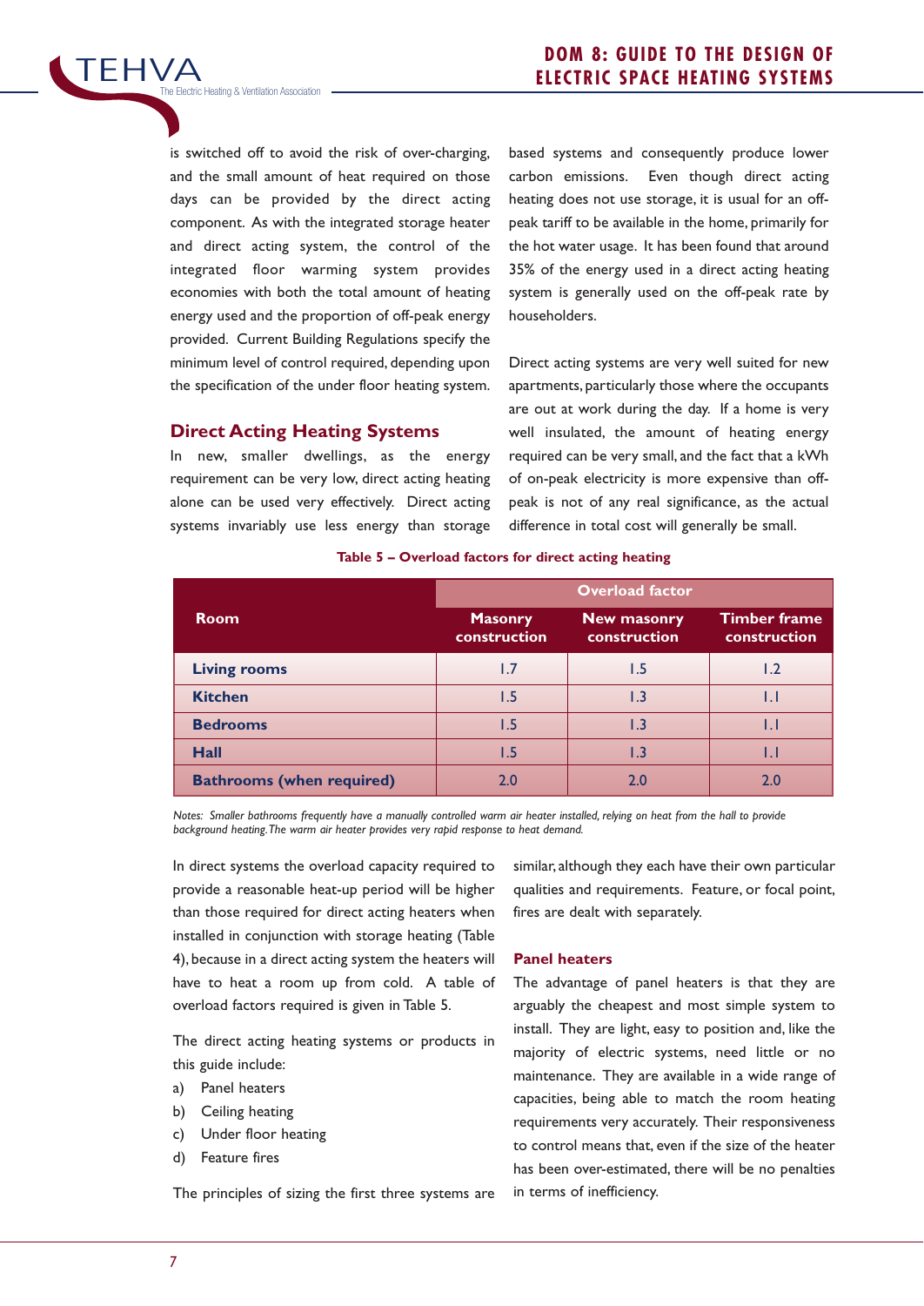is switched off to avoid the risk of over-charging, and the small amount of heat required on those days can be provided by the direct acting component. As with the integrated storage heater and direct acting system, the control of the integrated floor warming system provides economies with both the total amount of heating energy used and the proportion of off-peak energy provided. Current Building Regulations specify the minimum level of control required, depending upon the specification of the under floor heating system.

## Direct Acting Heating Systems

In new, smaller dwellings, as the energy requirement can be very low, direct acting heating alone can be used very effectively. Direct acting systems invariably use less energy than storage based systems and consequently produce lower carbon emissions. Even though direct acting heating does not use storage, it is usual for an off-peak tariff to be available in the home, primarily for the hot water usage. It has been found that around 35% of the energy used in a direct acting heating system is generally used on the off-peak rate by householders.

Direct acting systems are very well suited for new apartments, particularly those where the occupants are out at work during the day. If a home is very well insulated, the amount of heating energy required can be very small, and the fact that a kWh of on-peak electricity is more expensive than off-peak is not of any real significance, as the actual difference in total cost will generally be small.

**Table 5 – Overload factors for direct acting heating**

| Room | Overload factor | | |
|---|---|---|---|
| | Masonry construction | New masonry construction | Timber frame construction |
| **Living rooms** | 1.7 | 1.5 | 1.2 |
| **Kitchen** | 1.5 | 1.3 | 1.1 |
| **Bedrooms** | 1.5 | 1.3 | 1.1 |
| **Hall** | 1.5 | 1.3 | 1.1 |
| **Bathrooms (when required)** | 2.0 | 2.0 | 2.0 |

*Notes: Smaller bathrooms frequently have a manually controlled warm air heater installed, relying on heat from the hall to provide background heating. The warm air heater provides very rapid response to heat demand.*

In direct systems the overload capacity required to provide a reasonable heat-up period will be higher than those required for direct acting heaters when installed in conjunction with storage heating (Table 4), because in a direct acting system the heaters will have to heat a room up from cold. A table of overload factors required is given in Table 5.

The direct acting heating systems or products in this guide include:

a) Panel heaters
b) Ceiling heating
c) Under floor heating
d) Feature fires

The principles of sizing the first three systems are similar, although they each have their own particular qualities and requirements. Feature, or focal point, fires are dealt with separately.

### Panel heaters

The advantage of panel heaters is that they are arguably the cheapest and most simple system to install. They are light, easy to position and, like the majority of electric systems, need little or no maintenance. They are available in a wide range of capacities, being able to match the room heating requirements very accurately. Their responsiveness to control means that, even if the size of the heater has been over-estimated, there will be no penalties in terms of inefficiency.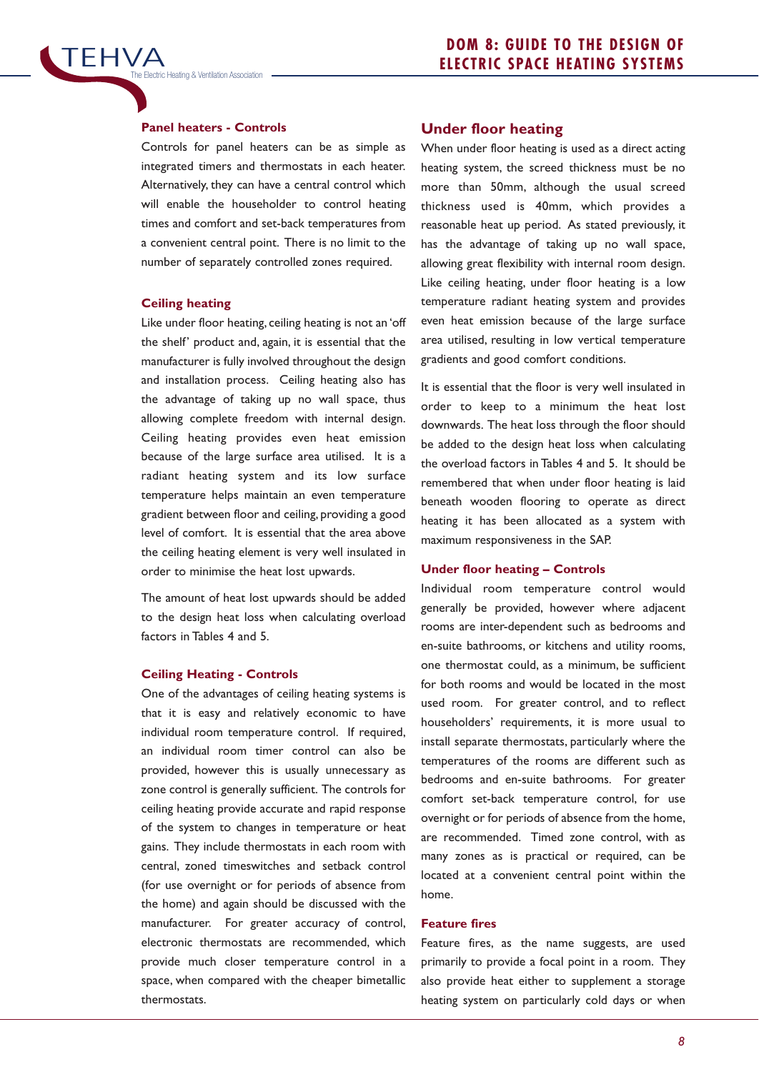### Panel heaters - Controls

Controls for panel heaters can be as simple as integrated timers and thermostats in each heater. Alternatively, they can have a central control which will enable the householder to control heating times and comfort and set-back temperatures from a convenient central point. There is no limit to the number of separately controlled zones required.

### Ceiling heating

Like under floor heating, ceiling heating is not an 'off the shelf' product and, again, it is essential that the manufacturer is fully involved throughout the design and installation process. Ceiling heating also has the advantage of taking up no wall space, thus allowing complete freedom with internal design. Ceiling heating provides even heat emission because of the large surface area utilised. It is a radiant heating system and its low surface temperature helps maintain an even temperature gradient between floor and ceiling, providing a good level of comfort. It is essential that the area above the ceiling heating element is very well insulated in order to minimise the heat lost upwards.

The amount of heat lost upwards should be added to the design heat loss when calculating overload factors in Tables 4 and 5.

### Ceiling Heating - Controls

One of the advantages of ceiling heating systems is that it is easy and relatively economic to have individual room temperature control. If required, an individual room timer control can also be provided, however this is usually unnecessary as zone control is generally sufficient. The controls for ceiling heating provide accurate and rapid response of the system to changes in temperature or heat gains. They include thermostats in each room with central, zoned timeswitches and setback control (for use overnight or for periods of absence from the home) and again should be discussed with the manufacturer. For greater accuracy of control, electronic thermostats are recommended, which provide much closer temperature control in a space, when compared with the cheaper bimetallic thermostats.

## Under floor heating

When under floor heating is used as a direct acting heating system, the screed thickness must be no more than 50mm, although the usual screed thickness used is 40mm, which provides a reasonable heat up period. As stated previously, it has the advantage of taking up no wall space, allowing great flexibility with internal room design. Like ceiling heating, under floor heating is a low temperature radiant heating system and provides even heat emission because of the large surface area utilised, resulting in low vertical temperature gradients and good comfort conditions.

It is essential that the floor is very well insulated in order to keep to a minimum the heat lost downwards. The heat loss through the floor should be added to the design heat loss when calculating the overload factors in Tables 4 and 5. It should be remembered that when under floor heating is laid beneath wooden flooring to operate as direct heating it has been allocated as a system with maximum responsiveness in the SAP.

### Under floor heating – Controls

Individual room temperature control would generally be provided, however where adjacent rooms are inter-dependent such as bedrooms and en-suite bathrooms, or kitchens and utility rooms, one thermostat could, as a minimum, be sufficient for both rooms and would be located in the most used room. For greater control, and to reflect householders' requirements, it is more usual to install separate thermostats, particularly where the temperatures of the rooms are different such as bedrooms and en-suite bathrooms. For greater comfort set-back temperature control, for use overnight or for periods of absence from the home, are recommended. Timed zone control, with as many zones as is practical or required, can be located at a convenient central point within the home.

### Feature fires

Feature fires, as the name suggests, are used primarily to provide a focal point in a room. They also provide heat either to supplement a storage heating system on particularly cold days or when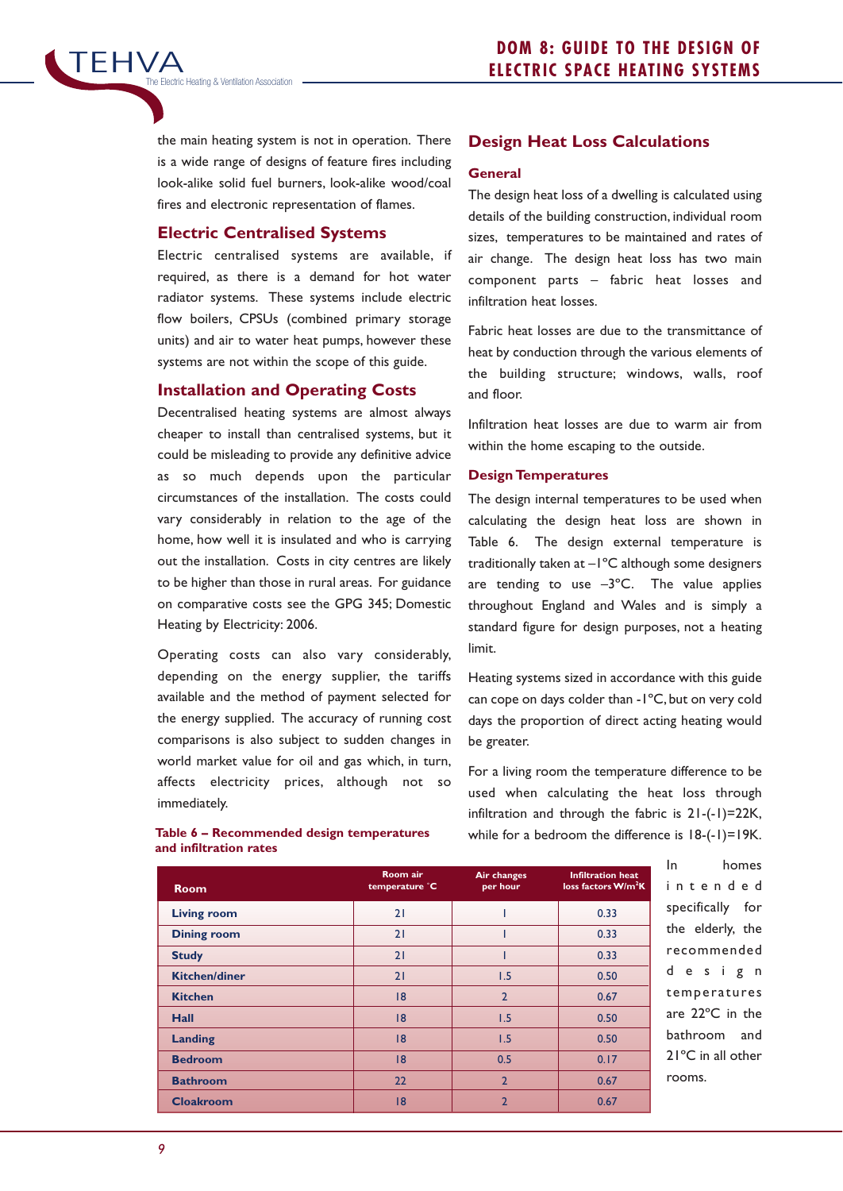the main heating system is not in operation. There is a wide range of designs of feature fires including look-alike solid fuel burners, look-alike wood/coal fires and electronic representation of flames.

## Electric Centralised Systems

Electric centralised systems are available, if required, as there is a demand for hot water radiator systems. These systems include electric flow boilers, CPSUs (combined primary storage units) and air to water heat pumps, however these systems are not within the scope of this guide.

## Installation and Operating Costs

Decentralised heating systems are almost always cheaper to install than centralised systems, but it could be misleading to provide any definitive advice as so much depends upon the particular circumstances of the installation. The costs could vary considerably in relation to the age of the home, how well it is insulated and who is carrying out the installation. Costs in city centres are likely to be higher than those in rural areas. For guidance on comparative costs see the GPG 345; Domestic Heating by Electricity: 2006.

Operating costs can also vary considerably, depending on the energy supplier, the tariffs available and the method of payment selected for the energy supplied. The accuracy of running cost comparisons is also subject to sudden changes in world market value for oil and gas which, in turn, affects electricity prices, although not so immediately.

## Design Heat Loss Calculations

### General

The design heat loss of a dwelling is calculated using details of the building construction, individual room sizes, temperatures to be maintained and rates of air change. The design heat loss has two main component parts – fabric heat losses and infiltration heat losses.

Fabric heat losses are due to the transmittance of heat by conduction through the various elements of the building structure; windows, walls, roof and floor.

Infiltration heat losses are due to warm air from within the home escaping to the outside.

### Design Temperatures

The design internal temperatures to be used when calculating the design heat loss are shown in Table 6. The design external temperature is traditionally taken at –1°C although some designers are tending to use –3°C. The value applies throughout England and Wales and is simply a standard figure for design purposes, not a heating limit.

Heating systems sized in accordance with this guide can cope on days colder than -1°C, but on very cold days the proportion of direct acting heating would be greater.

For a living room the temperature difference to be used when calculating the heat loss through infiltration and through the fabric is 21-(-1)=22K, while for a bedroom the difference is 18-(-1)=19K.

In homes intended specifically for the elderly, the recommended design temperatures are 22°C in the bathroom and 21°C in all other rooms.

**Table 6 – Recommended design temperatures and infiltration rates**

| Room | Room air temperature °C | Air changes per hour | Infiltration heat loss factors W/m³K |
|---|---|---|---|
| Living room | 21 | 1 | 0.33 |
| Dining room | 21 | 1 | 0.33 |
| Study | 21 | 1 | 0.33 |
| Kitchen/diner | 21 | 1.5 | 0.50 |
| Kitchen | 18 | 2 | 0.67 |
| Hall | 18 | 1.5 | 0.50 |
| Landing | 18 | 1.5 | 0.50 |
| Bedroom | 18 | 0.5 | 0.17 |
| Bathroom | 22 | 2 | 0.67 |
| Cloakroom | 18 | 2 | 0.67 |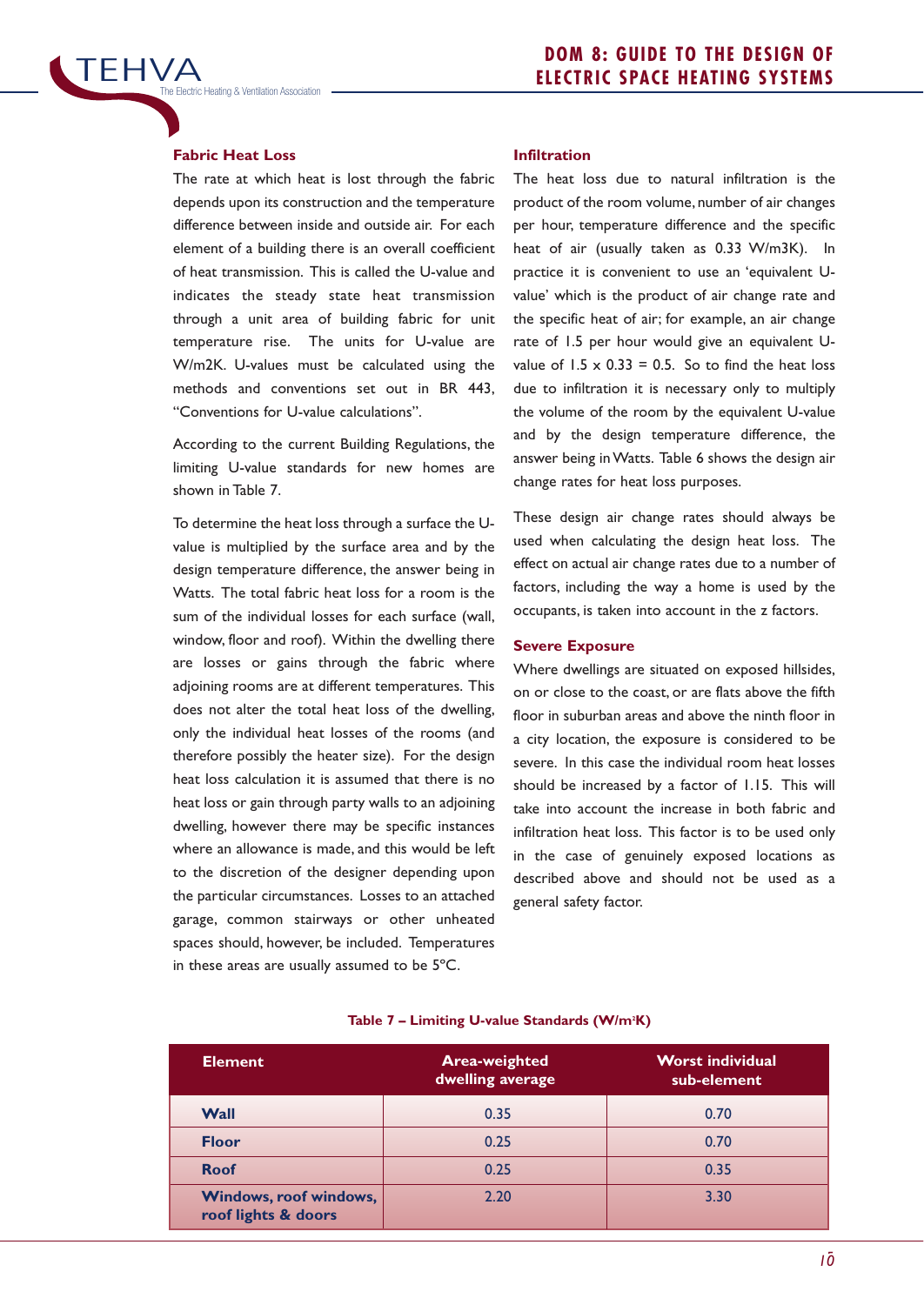## Fabric Heat Loss

The rate at which heat is lost through the fabric depends upon its construction and the temperature difference between inside and outside air. For each element of a building there is an overall coefficient of heat transmission. This is called the U-value and indicates the steady state heat transmission through a unit area of building fabric for unit temperature rise. The units for U-value are W/m2K. U-values must be calculated using the methods and conventions set out in BR 443, "Conventions for U-value calculations".

According to the current Building Regulations, the limiting U-value standards for new homes are shown in Table 7.

To determine the heat loss through a surface the U-value is multiplied by the surface area and by the design temperature difference, the answer being in Watts. The total fabric heat loss for a room is the sum of the individual losses for each surface (wall, window, floor and roof). Within the dwelling there are losses or gains through the fabric where adjoining rooms are at different temperatures. This does not alter the total heat loss of the dwelling, only the individual heat losses of the rooms (and therefore possibly the heater size). For the design heat loss calculation it is assumed that there is no heat loss or gain through party walls to an adjoining dwelling, however there may be specific instances where an allowance is made, and this would be left to the discretion of the designer depending upon the particular circumstances. Losses to an attached garage, common stairways or other unheated spaces should, however, be included. Temperatures in these areas are usually assumed to be 5°C.

## Infiltration

The heat loss due to natural infiltration is the product of the room volume, number of air changes per hour, temperature difference and the specific heat of air (usually taken as 0.33 W/m3K). In practice it is convenient to use an 'equivalent U-value' which is the product of air change rate and the specific heat of air; for example, an air change rate of 1.5 per hour would give an equivalent U-value of 1.5 x 0.33 = 0.5. So to find the heat loss due to infiltration it is necessary only to multiply the volume of the room by the equivalent U-value and by the design temperature difference, the answer being in Watts. Table 6 shows the design air change rates for heat loss purposes.

These design air change rates should always be used when calculating the design heat loss. The effect on actual air change rates due to a number of factors, including the way a home is used by the occupants, is taken into account in the z factors.

## Severe Exposure

Where dwellings are situated on exposed hillsides, on or close to the coast, or are flats above the fifth floor in suburban areas and above the ninth floor in a city location, the exposure is considered to be severe. In this case the individual room heat losses should be increased by a factor of 1.15. This will take into account the increase in both fabric and infiltration heat loss. This factor is to be used only in the case of genuinely exposed locations as described above and should not be used as a general safety factor.

**Table 7 – Limiting U-value Standards (W/m$^2$K)**

| Element | Area-weighted dwelling average | Worst individual sub-element |
|---|---|---|
| **Wall** | 0.35 | 0.70 |
| **Floor** | 0.25 | 0.70 |
| **Roof** | 0.25 | 0.35 |
| **Windows, roof windows, roof lights & doors** | 2.20 | 3.30 |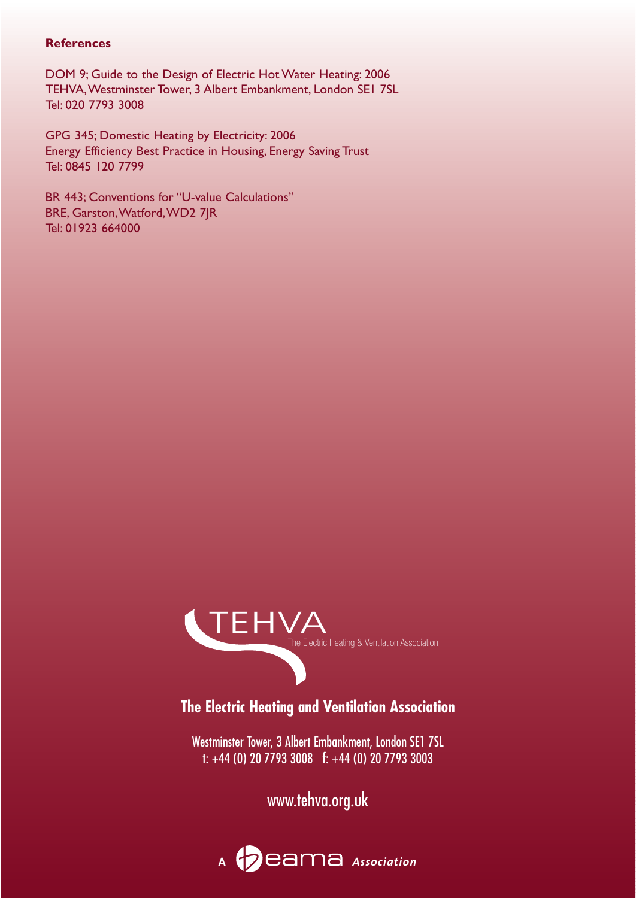**References**

DOM 9; Guide to the Design of Electric Hot Water Heating: 2006
TEHVA, Westminster Tower, 3 Albert Embankment, London SE1 7SL
Tel: 020 7793 3008

GPG 345; Domestic Heating by Electricity: 2006
Energy Efficiency Best Practice in Housing, Energy Saving Trust
Tel: 0845 120 7799

BR 443; Conventions for "U-value Calculations"
BRE, Garston, Watford, WD2 7JR
Tel: 01923 664000

TEHVA
The Electric Heating & Ventilation Association

**The Electric Heating and Ventilation Association**

Westminster Tower, 3 Albert Embankment, London SE1 7SL
t: +44 (0) 20 7793 3008 f: +44 (0) 20 7793 3003

www.tehva.org.uk

A beama *Association*